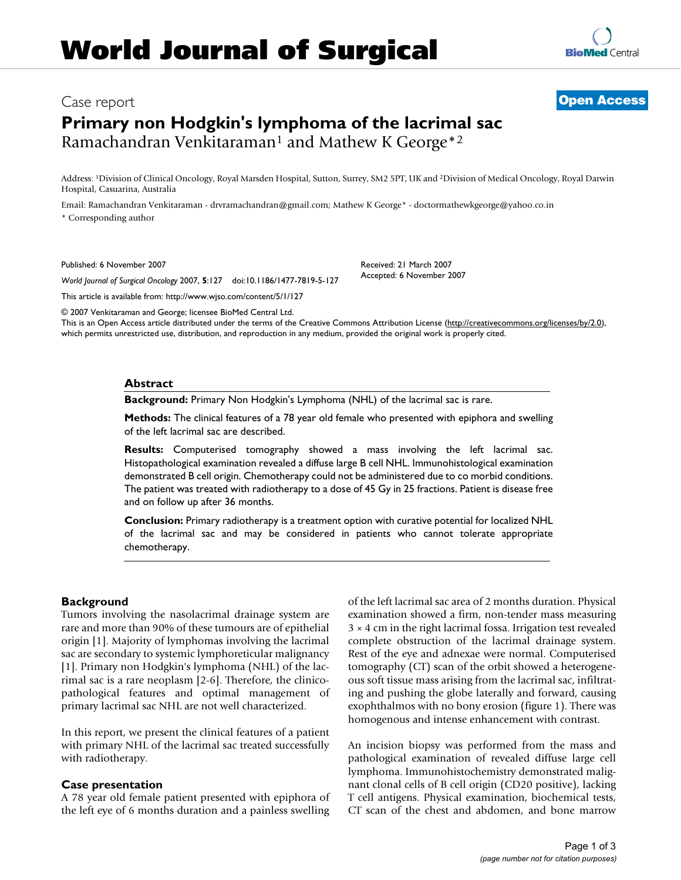# World Journal of Surgical Oncology

Case report

**Open Access**

# Primary non Hodgkin's lymphoma of the lacrimal sac

Ramachandran Venkitaraman[1] and Mathew K George*[2]

Address: [1]Division of Clinical Oncology, Royal Marsden Hospital, Sutton, Surrey, SM2 5PT, UK and [2]Division of Medical Oncology, Royal Darwin Hospital, Casuarina, Australia

Email: Ramachandran Venkitaraman - drvramachandran@gmail.com; Mathew K George* - doctormathewkgeorge@yahoo.co.in

\* Corresponding author

Published: 6 November 2007

*World Journal of Surgical Oncology* 2007, **5**:127 doi:10.1186/1477-7819-5-127

This article is available from: http://www.wjso.com/content/5/1/127

Received: 21 March 2007
Accepted: 6 November 2007

© 2007 Venkitaraman and George; licensee BioMed Central Ltd.
This is an Open Access article distributed under the terms of the Creative Commons Attribution License (http://creativecommons.org/licenses/by/2.0), which permits unrestricted use, distribution, and reproduction in any medium, provided the original work is properly cited.

## Abstract

**Background:** Primary Non Hodgkin's Lymphoma (NHL) of the lacrimal sac is rare.

**Methods:** The clinical features of a 78 year old female who presented with epiphora and swelling of the left lacrimal sac are described.

**Results:** Computerised tomography showed a mass involving the left lacrimal sac. Histopathological examination revealed a diffuse large B cell NHL. Immunohistological examination demonstrated B cell origin. Chemotherapy could not be administered due to co morbid conditions. The patient was treated with radiotherapy to a dose of 45 Gy in 25 fractions. Patient is disease free and on follow up after 36 months.

**Conclusion:** Primary radiotherapy is a treatment option with curative potential for localized NHL of the lacrimal sac and may be considered in patients who cannot tolerate appropriate chemotherapy.

## Background

Tumors involving the nasolacrimal drainage system are rare and more than 90% of these tumours are of epithelial origin [1]. Majority of lymphomas involving the lacrimal sac are secondary to systemic lymphoreticular malignancy [1]. Primary non Hodgkin's lymphoma (NHL) of the lacrimal sac is a rare neoplasm [2-6]. Therefore, the clinicopathological features and optimal management of primary lacrimal sac NHL are not well characterized.

In this report, we present the clinical features of a patient with primary NHL of the lacrimal sac treated successfully with radiotherapy.

## Case presentation

A 78 year old female patient presented with epiphora of the left eye of 6 months duration and a painless swelling of the left lacrimal sac area of 2 months duration. Physical examination showed a firm, non-tender mass measuring 3 × 4 cm in the right lacrimal fossa. Irrigation test revealed complete obstruction of the lacrimal drainage system. Rest of the eye and adnexae were normal. Computerised tomography (CT) scan of the orbit showed a heterogeneous soft tissue mass arising from the lacrimal sac, infiltrating and pushing the globe laterally and forward, causing exophthalmos with no bony erosion (figure 1). There was homogenous and intense enhancement with contrast.

An incision biopsy was performed from the mass and pathological examination of revealed diffuse large cell lymphoma. Immunohistochemistry demonstrated malignant clonal cells of B cell origin (CD20 positive), lacking T cell antigens. Physical examination, biochemical tests, CT scan of the chest and abdomen, and bone marrow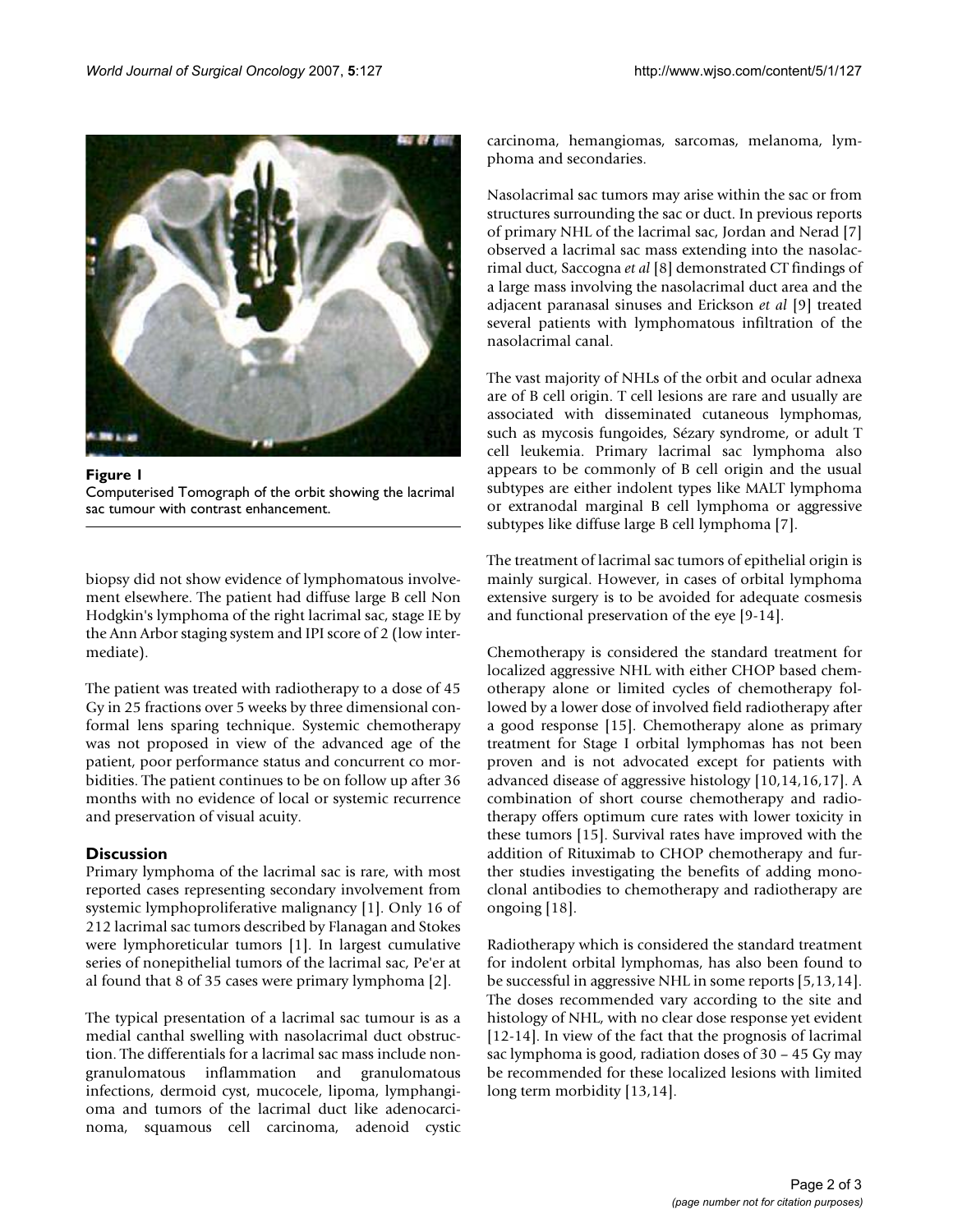**Figure 1**
Computerised Tomograph of the orbit showing the lacrimal sac tumour with contrast enhancement.

biopsy did not show evidence of lymphomatous involvement elsewhere. The patient had diffuse large B cell Non Hodgkin's lymphoma of the right lacrimal sac, stage IE by the Ann Arbor staging system and IPI score of 2 (low intermediate).

The patient was treated with radiotherapy to a dose of 45 Gy in 25 fractions over 5 weeks by three dimensional conformal lens sparing technique. Systemic chemotherapy was not proposed in view of the advanced age of the patient, poor performance status and concurrent co morbidities. The patient continues to be on follow up after 36 months with no evidence of local or systemic recurrence and preservation of visual acuity.

## Discussion

Primary lymphoma of the lacrimal sac is rare, with most reported cases representing secondary involvement from systemic lymphoproliferative malignancy [1]. Only 16 of 212 lacrimal sac tumors described by Flanagan and Stokes were lymphoreticular tumors [1]. In largest cumulative series of nonepithelial tumors of the lacrimal sac, Pe'er at al found that 8 of 35 cases were primary lymphoma [2].

The typical presentation of a lacrimal sac tumour is as a medial canthal swelling with nasolacrimal duct obstruction. The differentials for a lacrimal sac mass include nongranulomatous inflammation and granulomatous infections, dermoid cyst, mucocele, lipoma, lymphangioma and tumors of the lacrimal duct like adenocarcinoma, squamous cell carcinoma, adenoid cystic carcinoma, hemangiomas, sarcomas, melanoma, lymphoma and secondaries.

Nasolacrimal sac tumors may arise within the sac or from structures surrounding the sac or duct. In previous reports of primary NHL of the lacrimal sac, Jordan and Nerad [7] observed a lacrimal sac mass extending into the nasolacrimal duct, Saccogna *et al* [8] demonstrated CT findings of a large mass involving the nasolacrimal duct area and the adjacent paranasal sinuses and Erickson *et al* [9] treated several patients with lymphomatous infiltration of the nasolacrimal canal.

The vast majority of NHLs of the orbit and ocular adnexa are of B cell origin. T cell lesions are rare and usually are associated with disseminated cutaneous lymphomas, such as mycosis fungoides, Sézary syndrome, or adult T cell leukemia. Primary lacrimal sac lymphoma also appears to be commonly of B cell origin and the usual subtypes are either indolent types like MALT lymphoma or extranodal marginal B cell lymphoma or aggressive subtypes like diffuse large B cell lymphoma [7].

The treatment of lacrimal sac tumors of epithelial origin is mainly surgical. However, in cases of orbital lymphoma extensive surgery is to be avoided for adequate cosmesis and functional preservation of the eye [9-14].

Chemotherapy is considered the standard treatment for localized aggressive NHL with either CHOP based chemotherapy alone or limited cycles of chemotherapy followed by a lower dose of involved field radiotherapy after a good response [15]. Chemotherapy alone as primary treatment for Stage I orbital lymphomas has not been proven and is not advocated except for patients with advanced disease of aggressive histology [10,14,16,17]. A combination of short course chemotherapy and radiotherapy offers optimum cure rates with lower toxicity in these tumors [15]. Survival rates have improved with the addition of Rituximab to CHOP chemotherapy and further studies investigating the benefits of adding monoclonal antibodies to chemotherapy and radiotherapy are ongoing [18].

Radiotherapy which is considered the standard treatment for indolent orbital lymphomas, has also been found to be successful in aggressive NHL in some reports [5,13,14]. The doses recommended vary according to the site and histology of NHL, with no clear dose response yet evident [12-14]. In view of the fact that the prognosis of lacrimal sac lymphoma is good, radiation doses of 30 – 45 Gy may be recommended for these localized lesions with limited long term morbidity [13,14].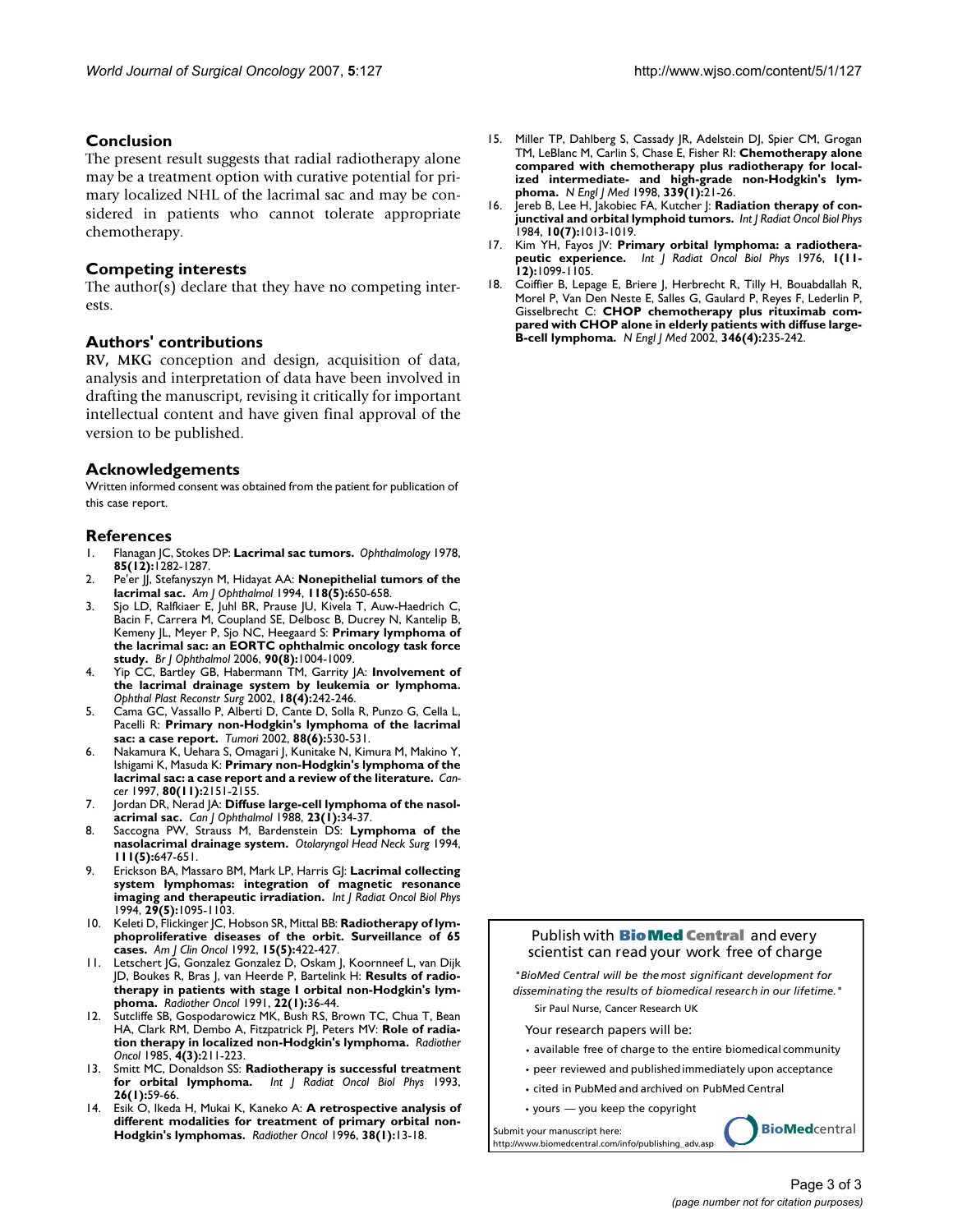## Conclusion

The present result suggests that radial radiotherapy alone may be a treatment option with curative potential for primary localized NHL of the lacrimal sac and may be considered in patients who cannot tolerate appropriate chemotherapy.

## Competing interests

The author(s) declare that they have no competing interests.

## Authors' contributions

**RV, MKG** conception and design, acquisition of data, analysis and interpretation of data have been involved in drafting the manuscript, revising it critically for important intellectual content and have given final approval of the version to be published.

## Acknowledgements

Written informed consent was obtained from the patient for publication of this case report.

## References

1. Flanagan JC, Stokes DP: **Lacrimal sac tumors.** *Ophthalmology* 1978, **85(12):**1282-1287.
2. Pe'er JJ, Stefanyszyn M, Hidayat AA: **Nonepithelial tumors of the lacrimal sac.** *Am J Ophthalmol* 1994, **118(5):**650-658.
3. Sjo LD, Ralfkiaer E, Juhl BR, Prause JU, Kivela T, Auw-Haedrich C, Bacin F, Carrera M, Coupland SE, Delbosc B, Ducrey N, Kantelip B, Kemeny JL, Meyer P, Sjo NC, Heegaard S: **Primary lymphoma of the lacrimal sac: an EORTC ophthalmic oncology task force study.** *Br J Ophthalmol* 2006, **90(8):**1004-1009.
4. Yip CC, Bartley GB, Habermann TM, Garrity JA: **Involvement of the lacrimal drainage system by leukemia or lymphoma.** *Ophthal Plast Reconstr Surg* 2002, **18(4):**242-246.
5. Cama GC, Vassallo P, Alberti D, Cante D, Solla R, Punzo G, Cella L, Pacelli R: **Primary non-Hodgkin's lymphoma of the lacrimal sac: a case report.** *Tumori* 2002, **88(6):**530-531.
6. Nakamura K, Uehara S, Omagari J, Kunitake N, Kimura M, Makino Y, Ishigami K, Masuda K: **Primary non-Hodgkin's lymphoma of the lacrimal sac: a case report and a review of the literature.** *Cancer* 1997, **80(11):**2151-2155.
7. Jordan DR, Nerad JA: **Diffuse large-cell lymphoma of the nasolacrimal sac.** *Can J Ophthalmol* 1988, **23(1):**34-37.
8. Saccogna PW, Strauss M, Bardenstein DS: **Lymphoma of the nasolacrimal drainage system.** *Otolaryngol Head Neck Surg* 1994, **111(5):**647-651.
9. Erickson BA, Massaro BM, Mark LP, Harris GJ: **Lacrimal collecting system lymphomas: integration of magnetic resonance imaging and therapeutic irradiation.** *Int J Radiat Oncol Biol Phys* 1994, **29(5):**1095-1103.
10. Keleti D, Flickinger JC, Hobson SR, Mittal BB: **Radiotherapy of lymphoproliferative diseases of the orbit. Surveillance of 65 cases.** *Am J Clin Oncol* 1992, **15(5):**422-427.
11. Letschert JG, Gonzalez Gonzalez D, Oskam J, Koornneef L, van Dijk JD, Boukes R, Bras J, van Heerde P, Bartelink H: **Results of radiotherapy in patients with stage I orbital non-Hodgkin's lymphoma.** *Radiother Oncol* 1991, **22(1):**36-44.
12. Sutcliffe SB, Gospodarowicz MK, Bush RS, Brown TC, Chua T, Bean HA, Clark RM, Dembo A, Fitzpatrick PJ, Peters MV: **Role of radiation therapy in localized non-Hodgkin's lymphoma.** *Radiother Oncol* 1985, **4(3):**211-223.
13. Smitt MC, Donaldson SS: **Radiotherapy is successful treatment for orbital lymphoma.** *Int J Radiat Oncol Biol Phys* 1993, **26(1):**59-66.
14. Esik O, Ikeda H, Mukai K, Kaneko A: **A retrospective analysis of different modalities for treatment of primary orbital non-Hodgkin's lymphomas.** *Radiother Oncol* 1996, **38(1):**13-18.
15. Miller TP, Dahlberg S, Cassady JR, Adelstein DJ, Spier CM, Grogan TM, LeBlanc M, Carlin S, Chase E, Fisher RI: **Chemotherapy alone compared with chemotherapy plus radiotherapy for localized intermediate- and high-grade non-Hodgkin's lymphoma.** *N Engl J Med* 1998, **339(1):**21-26.
16. Jereb B, Lee H, Jakobiec FA, Kutcher J: **Radiation therapy of conjunctival and orbital lymphoid tumors.** *Int J Radiat Oncol Biol Phys* 1984, **10(7):**1013-1019.
17. Kim YH, Fayos JV: **Primary orbital lymphoma: a radiotherapeutic experience.** *Int J Radiat Oncol Biol Phys* 1976, **1(11-12):**1099-1105.
18. Coiffier B, Lepage E, Briere J, Herbrecht R, Tilly H, Bouabdallah R, Morel P, Van Den Neste E, Salles G, Gaulard P, Reyes F, Lederlin P, Gisselbrecht C: **CHOP chemotherapy plus rituximab compared with CHOP alone in elderly patients with diffuse large-B-cell lymphoma.** *N Engl J Med* 2002, **346(4):**235-242.

Publish with **BioMed Central** and every scientist can read your work free of charge

*"BioMed Central will be the most significant development for disseminating the results of biomedical research in our lifetime."*

Sir Paul Nurse, Cancer Research UK

Your research papers will be:

- available free of charge to the entire biomedical community
- peer reviewed and published immediately upon acceptance
- cited in PubMed and archived on PubMed Central
- yours — you keep the copyright

Submit your manuscript here:
http://www.biomedcentral.com/info/publishing_adv.asp

BioMedcentral